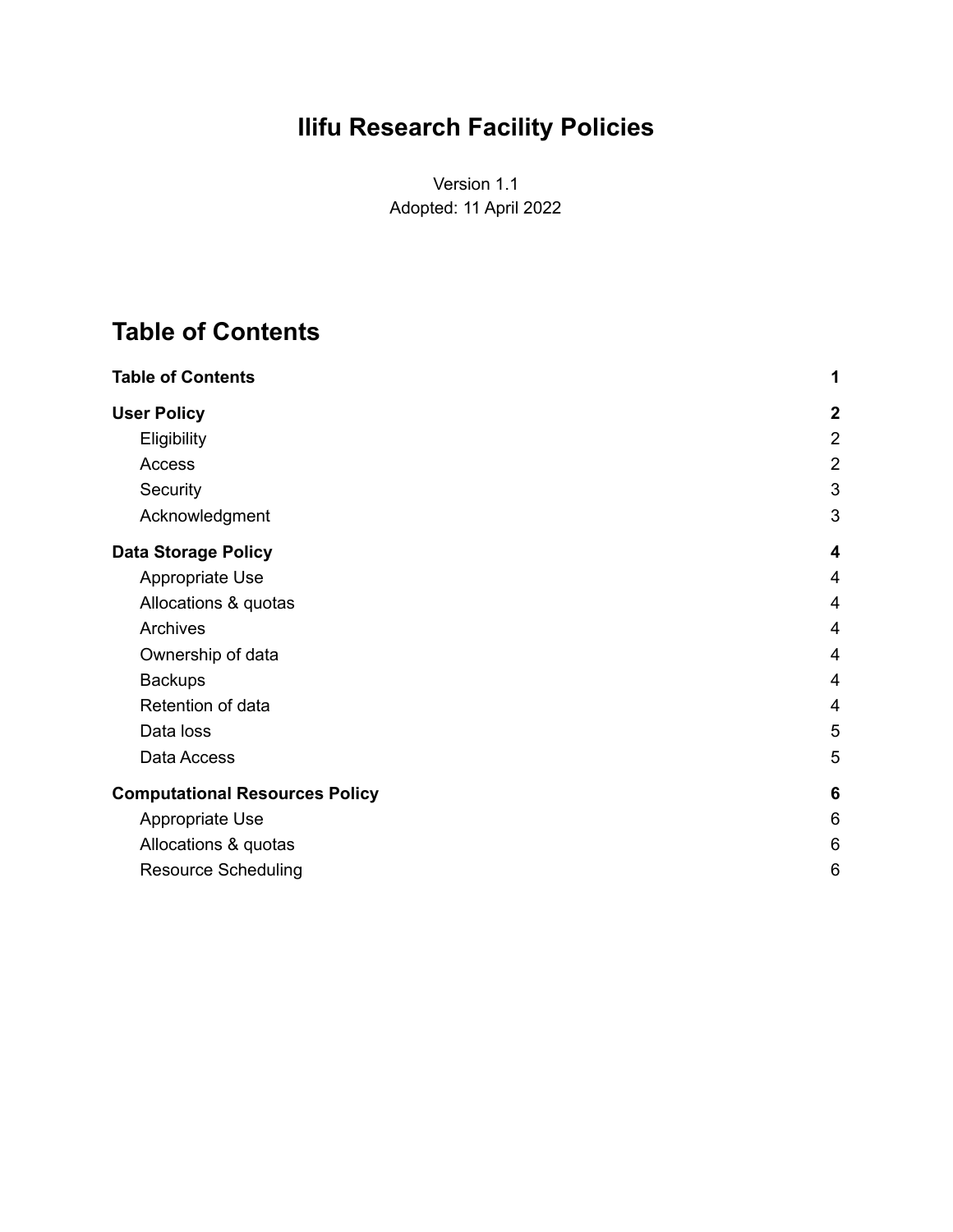# Ilifu Research Facility Policies

Version 1.1
Adopted: 11 April 2022

## Table of Contents

| | |
|---|---|
| **Table of Contents** | **1** |
| **User Policy** | **2** |
| Eligibility | 2 |
| Access | 2 |
| Security | 3 |
| Acknowledgment | 3 |
| **Data Storage Policy** | **4** |
| Appropriate Use | 4 |
| Allocations & quotas | 4 |
| Archives | 4 |
| Ownership of data | 4 |
| Backups | 4 |
| Retention of data | 4 |
| Data loss | 5 |
| Data Access | 5 |
| **Computational Resources Policy** | **6** |
| Appropriate Use | 6 |
| Allocations & quotas | 6 |
| Resource Scheduling | 6 |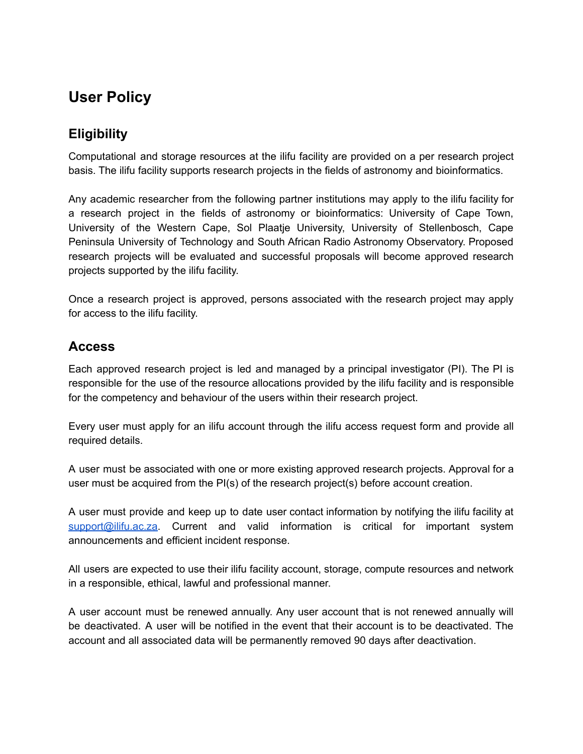# User Policy

## Eligibility

Computational and storage resources at the ilifu facility are provided on a per research project basis. The ilifu facility supports research projects in the fields of astronomy and bioinformatics.

Any academic researcher from the following partner institutions may apply to the ilifu facility for a research project in the fields of astronomy or bioinformatics: University of Cape Town, University of the Western Cape, Sol Plaatje University, University of Stellenbosch, Cape Peninsula University of Technology and South African Radio Astronomy Observatory. Proposed research projects will be evaluated and successful proposals will become approved research projects supported by the ilifu facility.

Once a research project is approved, persons associated with the research project may apply for access to the ilifu facility.

## Access

Each approved research project is led and managed by a principal investigator (PI). The PI is responsible for the use of the resource allocations provided by the ilifu facility and is responsible for the competency and behaviour of the users within their research project.

Every user must apply for an ilifu account through the ilifu access request form and provide all required details.

A user must be associated with one or more existing approved research projects. Approval for a user must be acquired from the PI(s) of the research project(s) before account creation.

A user must provide and keep up to date user contact information by notifying the ilifu facility at [support@ilifu.ac.za](mailto:support@ilifu.ac.za). Current and valid information is critical for important system announcements and efficient incident response.

All users are expected to use their ilifu facility account, storage, compute resources and network in a responsible, ethical, lawful and professional manner.

A user account must be renewed annually. Any user account that is not renewed annually will be deactivated. A user will be notified in the event that their account is to be deactivated. The account and all associated data will be permanently removed 90 days after deactivation.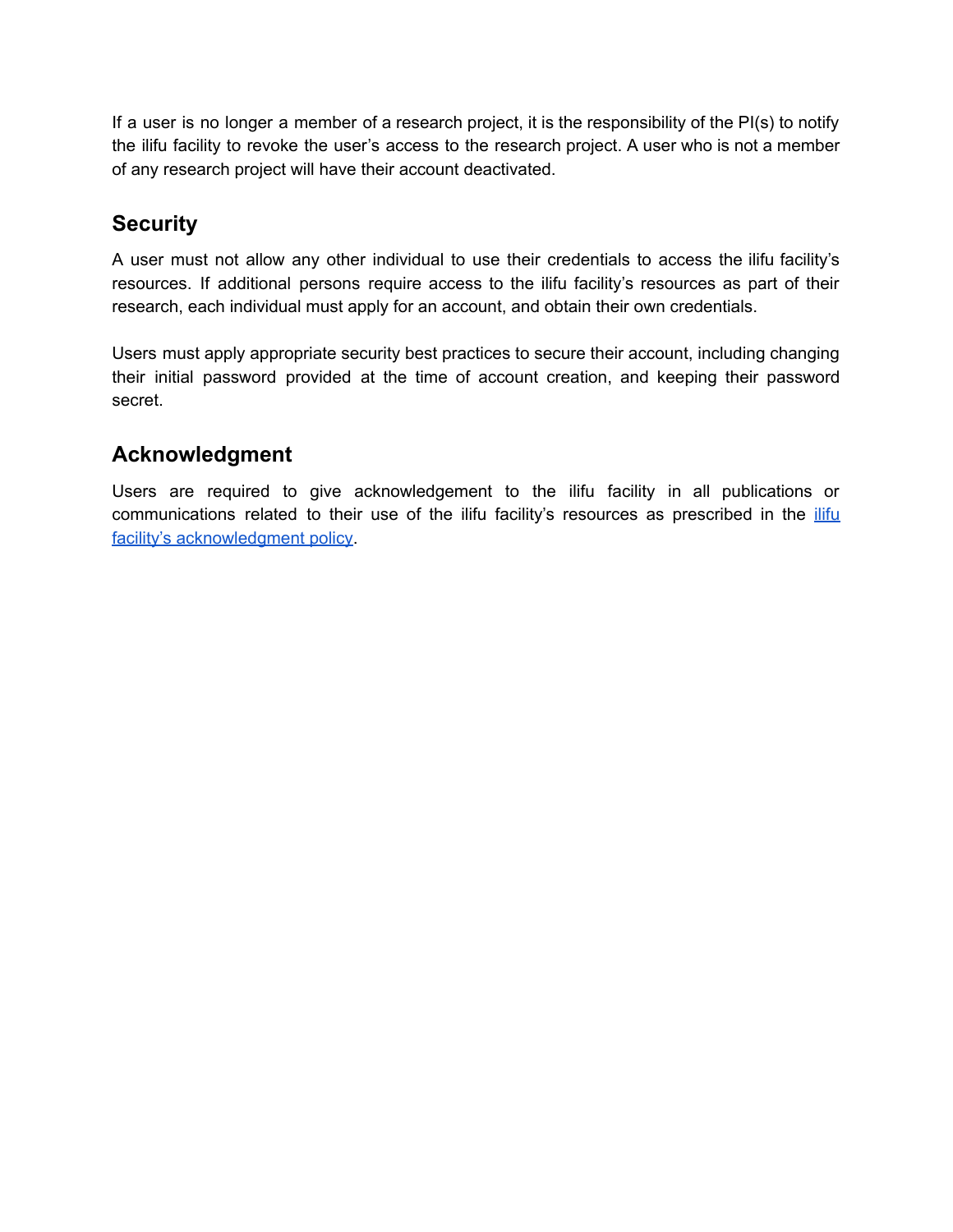If a user is no longer a member of a research project, it is the responsibility of the PI(s) to notify the ilifu facility to revoke the user's access to the research project. A user who is not a member of any research project will have their account deactivated.

## Security

A user must not allow any other individual to use their credentials to access the ilifu facility's resources. If additional persons require access to the ilifu facility's resources as part of their research, each individual must apply for an account, and obtain their own credentials.

Users must apply appropriate security best practices to secure their account, including changing their initial password provided at the time of account creation, and keeping their password secret.

## Acknowledgment

Users are required to give acknowledgement to the ilifu facility in all publications or communications related to their use of the ilifu facility's resources as prescribed in the ilifu facility's acknowledgment policy.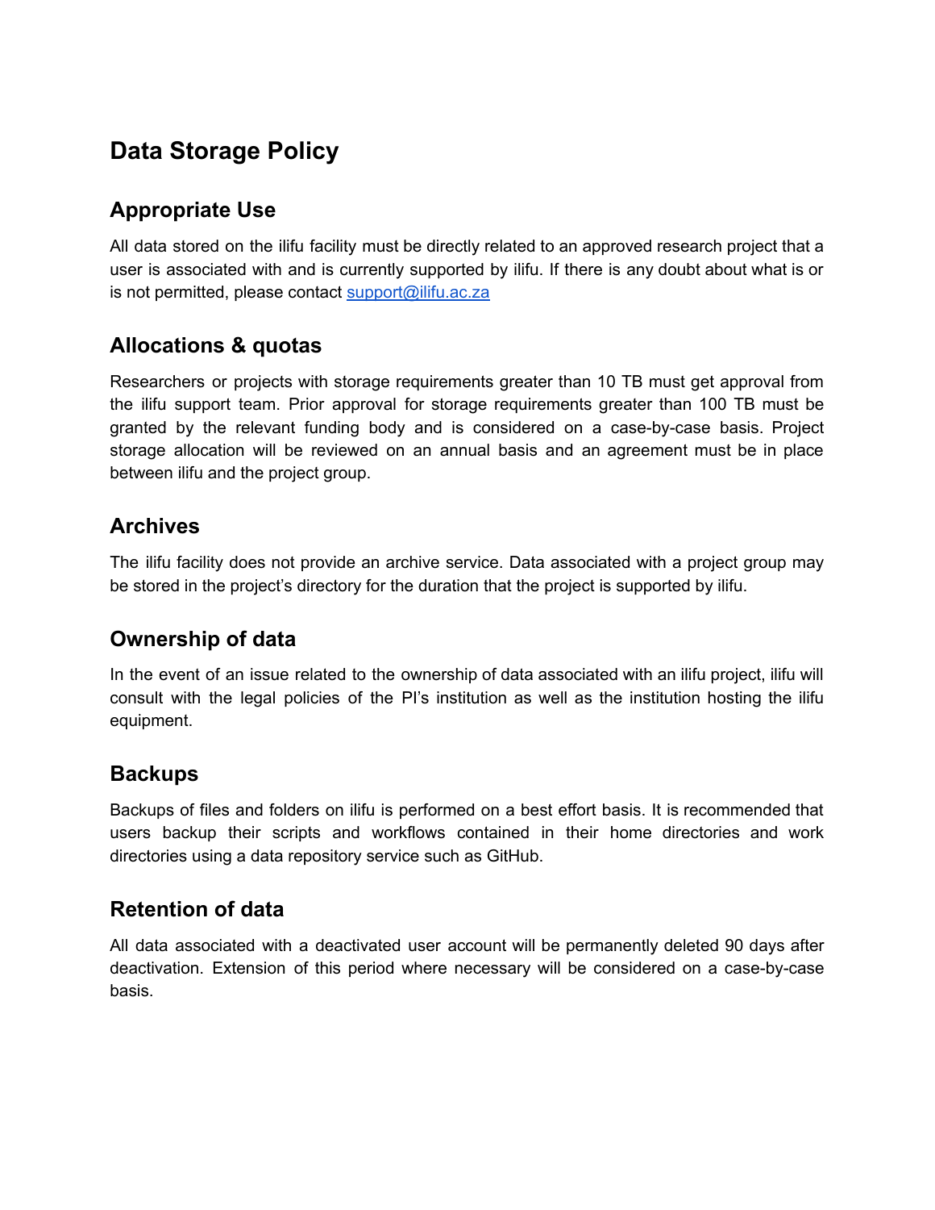## Data Storage Policy

### Appropriate Use

All data stored on the ilifu facility must be directly related to an approved research project that a user is associated with and is currently supported by ilifu. If there is any doubt about what is or is not permitted, please contact [support@ilifu.ac.za](mailto:support@ilifu.ac.za)

### Allocations & quotas

Researchers or projects with storage requirements greater than 10 TB must get approval from the ilifu support team. Prior approval for storage requirements greater than 100 TB must be granted by the relevant funding body and is considered on a case-by-case basis. Project storage allocation will be reviewed on an annual basis and an agreement must be in place between ilifu and the project group.

### Archives

The ilifu facility does not provide an archive service. Data associated with a project group may be stored in the project's directory for the duration that the project is supported by ilifu.

### Ownership of data

In the event of an issue related to the ownership of data associated with an ilifu project, ilifu will consult with the legal policies of the PI's institution as well as the institution hosting the ilifu equipment.

### Backups

Backups of files and folders on ilifu is performed on a best effort basis. It is recommended that users backup their scripts and workflows contained in their home directories and work directories using a data repository service such as GitHub.

### Retention of data

All data associated with a deactivated user account will be permanently deleted 90 days after deactivation. Extension of this period where necessary will be considered on a case-by-case basis.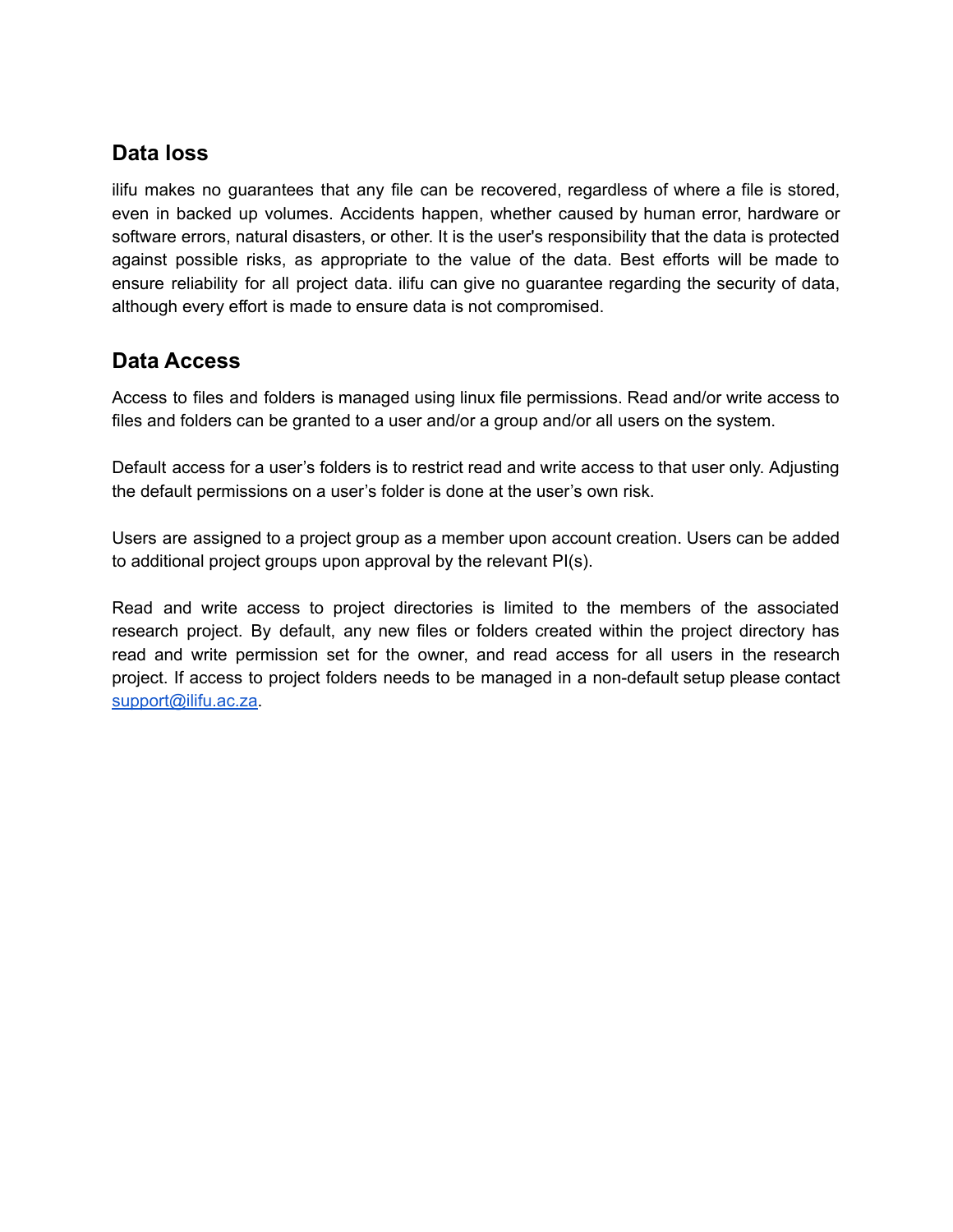## Data loss

ilifu makes no guarantees that any file can be recovered, regardless of where a file is stored, even in backed up volumes. Accidents happen, whether caused by human error, hardware or software errors, natural disasters, or other. It is the user's responsibility that the data is protected against possible risks, as appropriate to the value of the data. Best efforts will be made to ensure reliability for all project data. ilifu can give no guarantee regarding the security of data, although every effort is made to ensure data is not compromised.

## Data Access

Access to files and folders is managed using linux file permissions. Read and/or write access to files and folders can be granted to a user and/or a group and/or all users on the system.

Default access for a user's folders is to restrict read and write access to that user only. Adjusting the default permissions on a user's folder is done at the user's own risk.

Users are assigned to a project group as a member upon account creation. Users can be added to additional project groups upon approval by the relevant PI(s).

Read and write access to project directories is limited to the members of the associated research project. By default, any new files or folders created within the project directory has read and write permission set for the owner, and read access for all users in the research project. If access to project folders needs to be managed in a non-default setup please contact [support@ilifu.ac.za](mailto:support@ilifu.ac.za).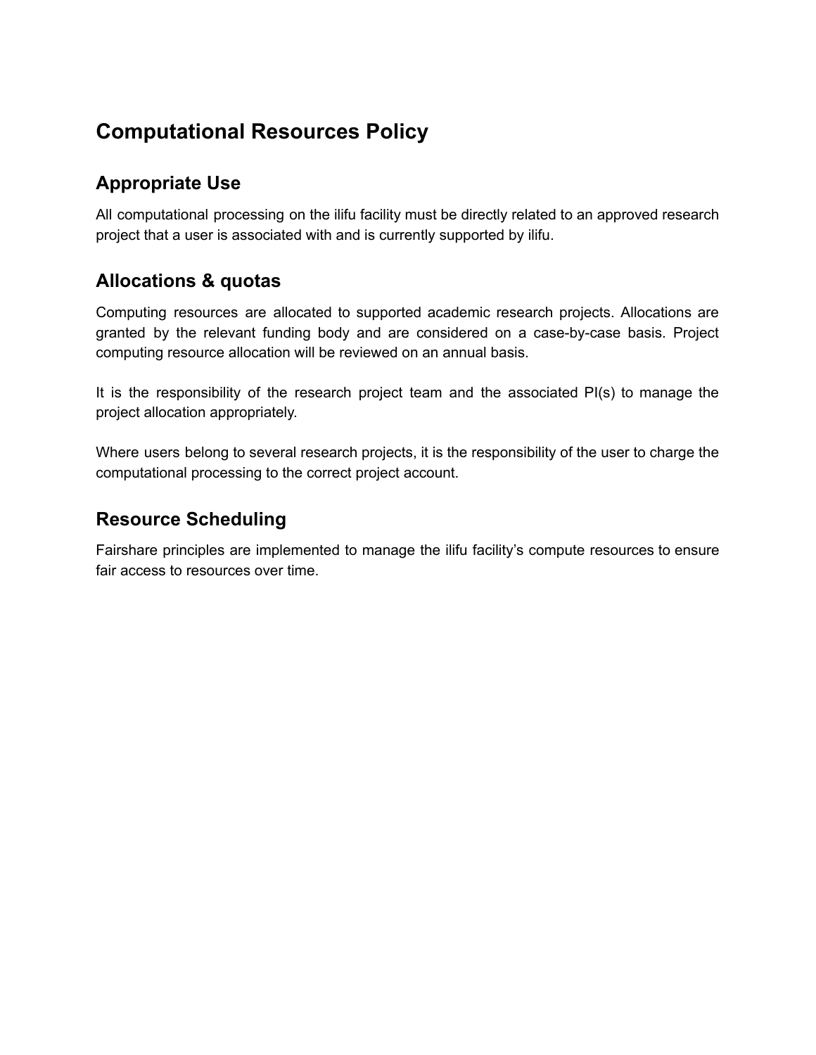# Computational Resources Policy

## Appropriate Use

All computational processing on the ilifu facility must be directly related to an approved research project that a user is associated with and is currently supported by ilifu.

## Allocations & quotas

Computing resources are allocated to supported academic research projects. Allocations are granted by the relevant funding body and are considered on a case-by-case basis. Project computing resource allocation will be reviewed on an annual basis.

It is the responsibility of the research project team and the associated PI(s) to manage the project allocation appropriately.

Where users belong to several research projects, it is the responsibility of the user to charge the computational processing to the correct project account.

## Resource Scheduling

Fairshare principles are implemented to manage the ilifu facility's compute resources to ensure fair access to resources over time.